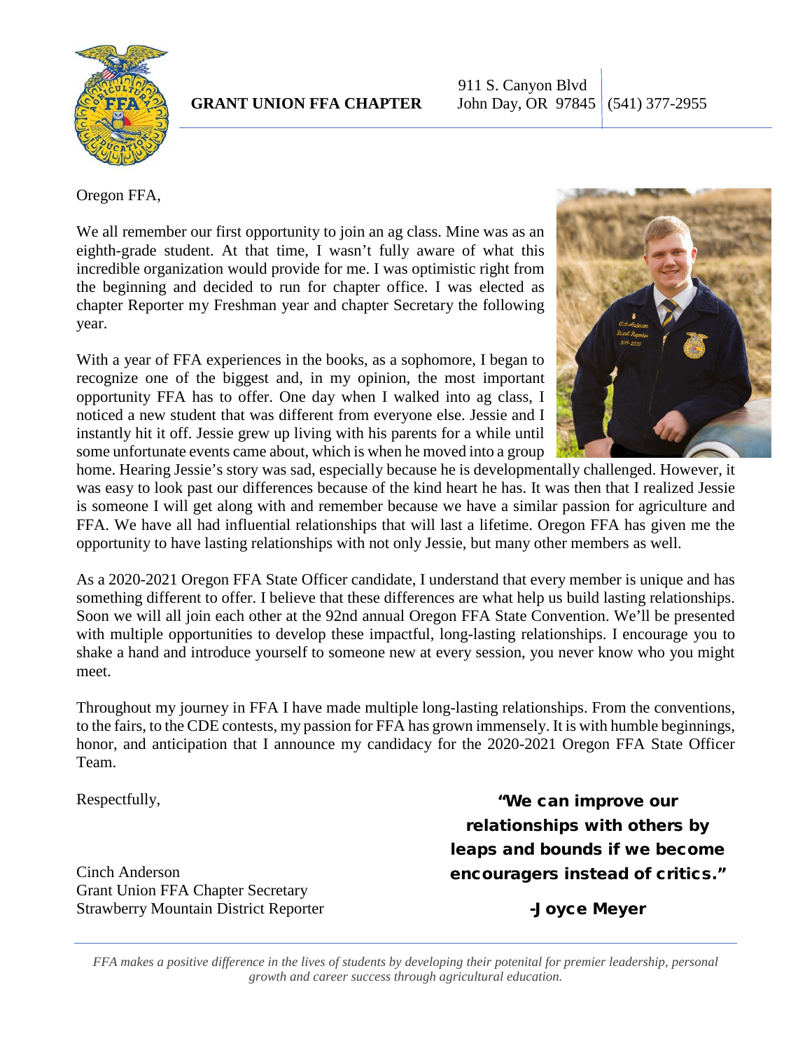**GRANT UNION FFA CHAPTER**

911 S. Canyon Blvd
John Day, OR 97845 | (541) 377-2955

Oregon FFA,

We all remember our first opportunity to join an ag class. Mine was as an eighth-grade student. At that time, I wasn't fully aware of what this incredible organization would provide for me. I was optimistic right from the beginning and decided to run for chapter office. I was elected as chapter Reporter my Freshman year and chapter Secretary the following year.

With a year of FFA experiences in the books, as a sophomore, I began to recognize one of the biggest and, in my opinion, the most important opportunity FFA has to offer. One day when I walked into ag class, I noticed a new student that was different from everyone else. Jessie and I instantly hit it off. Jessie grew up living with his parents for a while until some unfortunate events came about, which is when he moved into a group home. Hearing Jessie's story was sad, especially because he is developmentally challenged. However, it was easy to look past our differences because of the kind heart he has. It was then that I realized Jessie is someone I will get along with and remember because we have a similar passion for agriculture and FFA. We have all had influential relationships that will last a lifetime. Oregon FFA has given me the opportunity to have lasting relationships with not only Jessie, but many other members as well.

As a 2020-2021 Oregon FFA State Officer candidate, I understand that every member is unique and has something different to offer. I believe that these differences are what help us build lasting relationships. Soon we will all join each other at the 92nd annual Oregon FFA State Convention. We'll be presented with multiple opportunities to develop these impactful, long-lasting relationships. I encourage you to shake a hand and introduce yourself to someone new at every session, you never know who you might meet.

Throughout my journey in FFA I have made multiple long-lasting relationships. From the conventions, to the fairs, to the CDE contests, my passion for FFA has grown immensely. It is with humble beginnings, honor, and anticipation that I announce my candidacy for the 2020-2021 Oregon FFA State Officer Team.

Respectfully,

Cinch Anderson
Grant Union FFA Chapter Secretary
Strawberry Mountain District Reporter

**"We can improve our relationships with others by leaps and bounds if we become encouragers instead of critics."**

**-Joyce Meyer**

*FFA makes a positive difference in the lives of students by developing their potenital for premier leadership, personal growth and career success through agricultural education.*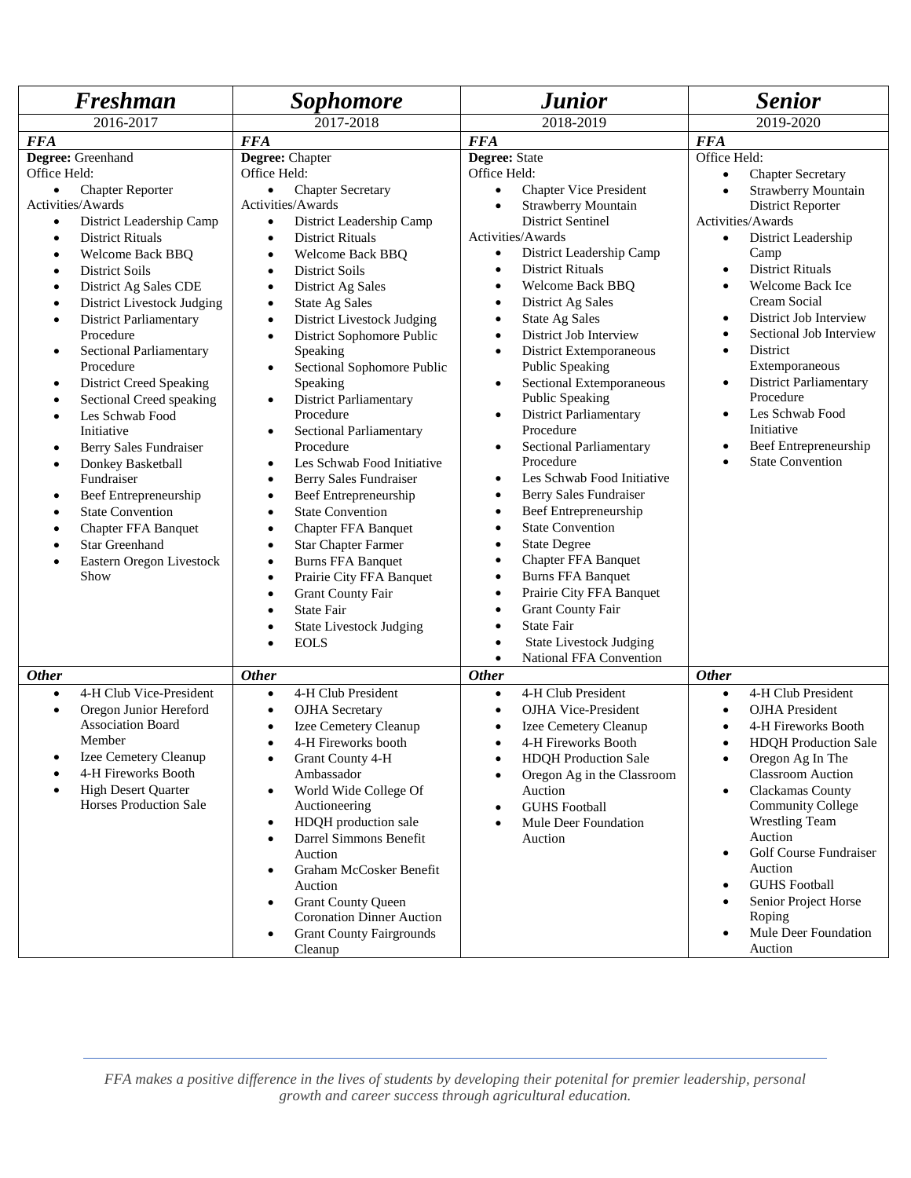| ***Freshman*** | ***Sophomore*** | ***Junior*** | ***Senior*** |
|---|---|---|---|
| 2016-2017 | 2017-2018 | 2018-2019 | 2019-2020 |
| ***FFA*** | ***FFA*** | ***FFA*** | ***FFA*** |
| **Degree:** Greenhand<br>Office Held:<br>• Chapter Reporter<br>Activities/Awards<br>• District Leadership Camp<br>• District Rituals<br>• Welcome Back BBQ<br>• District Soils<br>• District Ag Sales CDE<br>• District Livestock Judging<br>• District Parliamentary Procedure<br>• Sectional Parliamentary Procedure<br>• District Creed Speaking<br>• Sectional Creed speaking<br>• Les Schwab Food Initiative<br>• Berry Sales Fundraiser<br>• Donkey Basketball Fundraiser<br>• Beef Entrepreneurship<br>• State Convention<br>• Chapter FFA Banquet<br>• Star Greenhand<br>• Eastern Oregon Livestock Show | **Degree:** Chapter<br>Office Held:<br>• Chapter Secretary<br>Activities/Awards<br>• District Leadership Camp<br>• District Rituals<br>• Welcome Back BBQ<br>• District Soils<br>• District Ag Sales<br>• State Ag Sales<br>• District Livestock Judging<br>• District Sophomore Public Speaking<br>• Sectional Sophomore Public Speaking<br>• District Parliamentary Procedure<br>• Sectional Parliamentary Procedure<br>• Les Schwab Food Initiative<br>• Berry Sales Fundraiser<br>• Beef Entrepreneurship<br>• State Convention<br>• Chapter FFA Banquet<br>• Star Chapter Farmer<br>• Burns FFA Banquet<br>• Prairie City FFA Banquet<br>• Grant County Fair<br>• State Fair<br>• State Livestock Judging<br>• EOLS | **Degree:** State<br>Office Held:<br>• Chapter Vice President<br>• Strawberry Mountain District Sentinel<br>Activities/Awards<br>• District Leadership Camp<br>• District Rituals<br>• Welcome Back BBQ<br>• District Ag Sales<br>• State Ag Sales<br>• District Job Interview<br>• District Extemporaneous Public Speaking<br>• Sectional Extemporaneous Public Speaking<br>• District Parliamentary Procedure<br>• Sectional Parliamentary Procedure<br>• Les Schwab Food Initiative<br>• Berry Sales Fundraiser<br>• Beef Entrepreneurship<br>• State Convention<br>• State Degree<br>• Chapter FFA Banquet<br>• Burns FFA Banquet<br>• Prairie City FFA Banquet<br>• Grant County Fair<br>• State Fair<br>• State Livestock Judging<br>• National FFA Convention | Office Held:<br>• Chapter Secretary<br>• Strawberry Mountain District Reporter<br>Activities/Awards<br>• District Leadership Camp<br>• District Rituals<br>• Welcome Back Ice Cream Social<br>• District Job Interview<br>• Sectional Job Interview<br>• District Extemporaneous<br>• District Parliamentary Procedure<br>• Les Schwab Food Initiative<br>• Beef Entrepreneurship<br>• State Convention |
| ***Other*** | ***Other*** | ***Other*** | ***Other*** |
| • 4-H Club Vice-President<br>• Oregon Junior Hereford Association Board Member<br>• Izee Cemetery Cleanup<br>• 4-H Fireworks Booth<br>• High Desert Quarter Horses Production Sale | • 4-H Club President<br>• OJHA Secretary<br>• Izee Cemetery Cleanup<br>• 4-H Fireworks booth<br>• Grant County 4-H Ambassador<br>• World Wide College Of Auctioneering<br>• HDQH production sale<br>• Darrel Simmons Benefit Auction<br>• Graham McCosker Benefit Auction<br>• Grant County Queen Coronation Dinner Auction<br>• Grant County Fairgrounds Cleanup | • 4-H Club President<br>• OJHA Vice-President<br>• Izee Cemetery Cleanup<br>• 4-H Fireworks Booth<br>• HDQH Production Sale<br>• Oregon Ag in the Classroom Auction<br>• GUHS Football<br>• Mule Deer Foundation Auction | • 4-H Club President<br>• OJHA President<br>• 4-H Fireworks Booth<br>• HDQH Production Sale<br>• Oregon Ag In The Classroom Auction<br>• Clackamas County Community College Wrestling Team Auction<br>• Golf Course Fundraiser Auction<br>• GUHS Football<br>• Senior Project Horse Roping<br>• Mule Deer Foundation Auction |

*FFA makes a positive difference in the lives of students by developing their potential for premier leadership, personal growth and career success through agricultural education.*